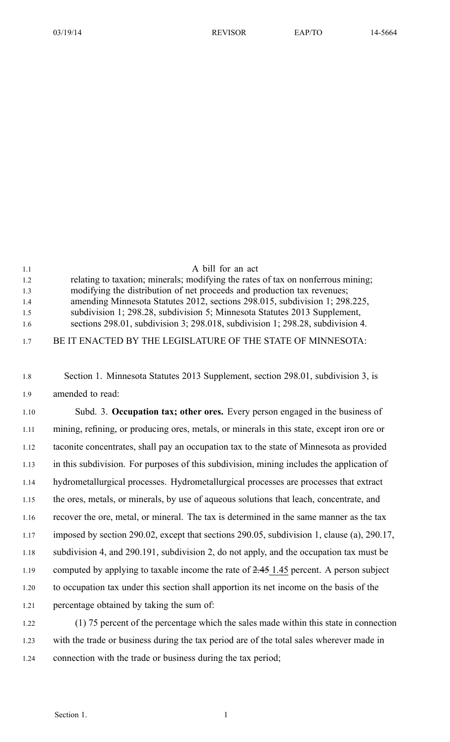A bill for an act

relating to taxation; minerals; modifying the rates of tax on nonferrous mining; modifying the distribution of net proceeds and production tax revenues; amending Minnesota Statutes 2012, sections 298.015, subdivision 1; 298.225, subdivision 1; 298.28, subdivision 5; Minnesota Statutes 2013 Supplement, sections 298.01, subdivision 3; 298.018, subdivision 1; 298.28, subdivision 4.

BE IT ENACTED BY THE LEGISLATURE OF THE STATE OF MINNESOTA:

Section 1. Minnesota Statutes 2013 Supplement, section 298.01, subdivision 3, is amended to read:

Subd. 3. **Occupation tax; other ores.** Every person engaged in the business of mining, refining, or producing ores, metals, or minerals in this state, except iron ore or taconite concentrates, shall pay an occupation tax to the state of Minnesota as provided in this subdivision. For purposes of this subdivision, mining includes the application of hydrometallurgical processes. Hydrometallurgical processes are processes that extract the ores, metals, or minerals, by use of aqueous solutions that leach, concentrate, and recover the ore, metal, or mineral. The tax is determined in the same manner as the tax imposed by section 290.02, except that sections 290.05, subdivision 1, clause (a), 290.17, subdivision 4, and 290.191, subdivision 2, do not apply, and the occupation tax must be computed by applying to taxable income the rate of ~~2.45~~ 1.45 percent. A person subject to occupation tax under this section shall apportion its net income on the basis of the percentage obtained by taking the sum of:

(1) 75 percent of the percentage which the sales made within this state in connection with the trade or business during the tax period are of the total sales wherever made in connection with the trade or business during the tax period;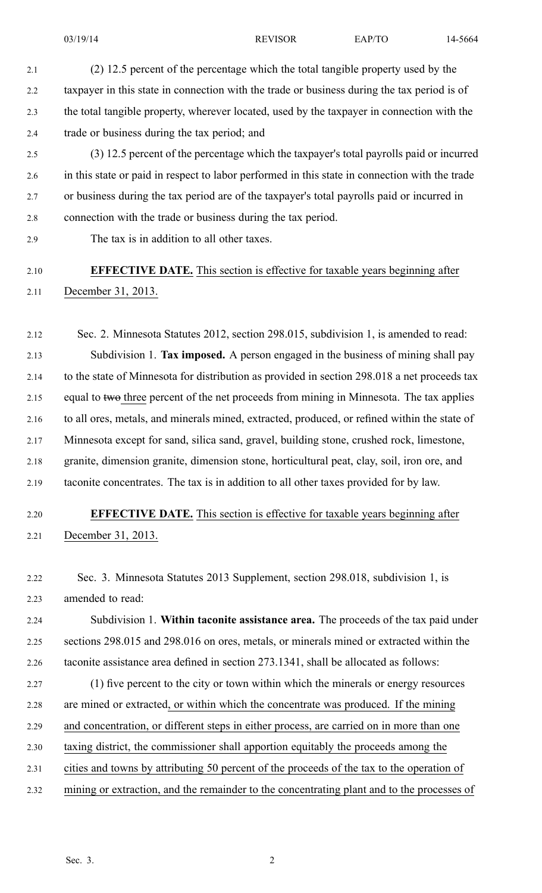(2) 12.5 percent of the percentage which the total tangible property used by the taxpayer in this state in connection with the trade or business during the tax period is of the total tangible property, wherever located, used by the taxpayer in connection with the trade or business during the tax period; and

(3) 12.5 percent of the percentage which the taxpayer's total payrolls paid or incurred in this state or paid in respect to labor performed in this state in connection with the trade or business during the tax period are of the taxpayer's total payrolls paid or incurred in connection with the trade or business during the tax period.

The tax is in addition to all other taxes.

**EFFECTIVE DATE.** This section is effective for taxable years beginning after December 31, 2013.

Sec. 2. Minnesota Statutes 2012, section 298.015, subdivision 1, is amended to read:

Subdivision 1. **Tax imposed.** A person engaged in the business of mining shall pay to the state of Minnesota for distribution as provided in section 298.018 a net proceeds tax equal to ~~two~~ three percent of the net proceeds from mining in Minnesota. The tax applies to all ores, metals, and minerals mined, extracted, produced, or refined within the state of Minnesota except for sand, silica sand, gravel, building stone, crushed rock, limestone, granite, dimension granite, dimension stone, horticultural peat, clay, soil, iron ore, and taconite concentrates. The tax is in addition to all other taxes provided for by law.

**EFFECTIVE DATE.** This section is effective for taxable years beginning after December 31, 2013.

Sec. 3. Minnesota Statutes 2013 Supplement, section 298.018, subdivision 1, is amended to read:

Subdivision 1. **Within taconite assistance area.** The proceeds of the tax paid under sections 298.015 and 298.016 on ores, metals, or minerals mined or extracted within the taconite assistance area defined in section 273.1341, shall be allocated as follows:

(1) five percent to the city or town within which the minerals or energy resources are mined or extracted, or within which the concentrate was produced. If the mining and concentration, or different steps in either process, are carried on in more than one taxing district, the commissioner shall apportion equitably the proceeds among the cities and towns by attributing 50 percent of the proceeds of the tax to the operation of mining or extraction, and the remainder to the concentrating plant and to the processes of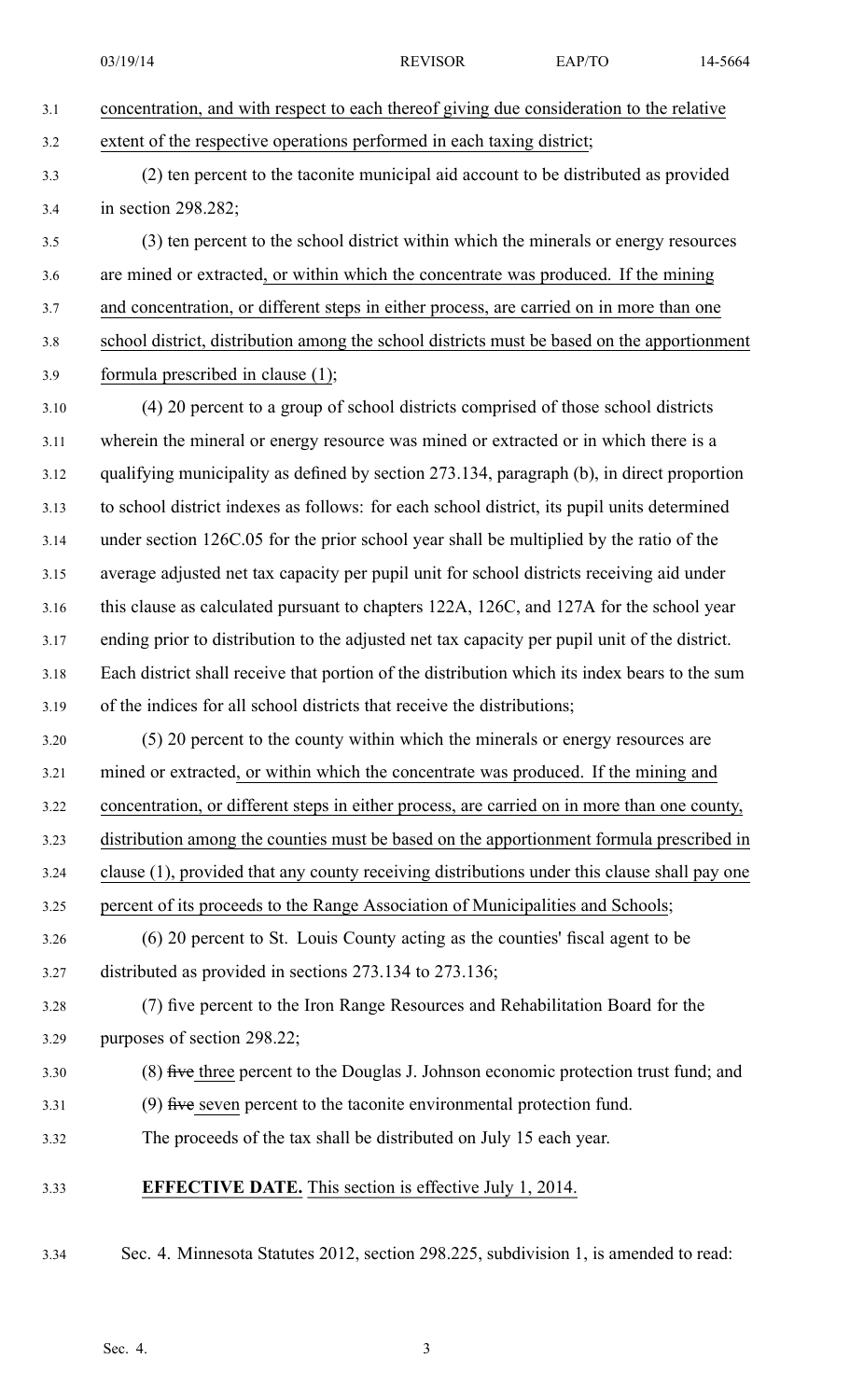concentration, and with respect to each thereof giving due consideration to the relative extent of the respective operations performed in each taxing district;

(2) ten percent to the taconite municipal aid account to be distributed as provided in section 298.282;

(3) ten percent to the school district within which the minerals or energy resources are mined or extracted, or within which the concentrate was produced. If the mining and concentration, or different steps in either process, are carried on in more than one school district, distribution among the school districts must be based on the apportionment formula prescribed in clause (1);

(4) 20 percent to a group of school districts comprised of those school districts wherein the mineral or energy resource was mined or extracted or in which there is a qualifying municipality as defined by section 273.134, paragraph (b), in direct proportion to school district indexes as follows: for each school district, its pupil units determined under section 126C.05 for the prior school year shall be multiplied by the ratio of the average adjusted net tax capacity per pupil unit for school districts receiving aid under this clause as calculated pursuant to chapters 122A, 126C, and 127A for the school year ending prior to distribution to the adjusted net tax capacity per pupil unit of the district. Each district shall receive that portion of the distribution which its index bears to the sum of the indices for all school districts that receive the distributions;

(5) 20 percent to the county within which the minerals or energy resources are mined or extracted, or within which the concentrate was produced. If the mining and concentration, or different steps in either process, are carried on in more than one county, distribution among the counties must be based on the apportionment formula prescribed in clause (1), provided that any county receiving distributions under this clause shall pay one percent of its proceeds to the Range Association of Municipalities and Schools;

(6) 20 percent to St. Louis County acting as the counties' fiscal agent to be distributed as provided in sections 273.134 to 273.136;

(7) five percent to the Iron Range Resources and Rehabilitation Board for the purposes of section 298.22;

(8) ~~five~~ three percent to the Douglas J. Johnson economic protection trust fund; and

(9) ~~five~~ seven percent to the taconite environmental protection fund.

The proceeds of the tax shall be distributed on July 15 each year.

**EFFECTIVE DATE.** This section is effective July 1, 2014.

Sec. 4. Minnesota Statutes 2012, section 298.225, subdivision 1, is amended to read: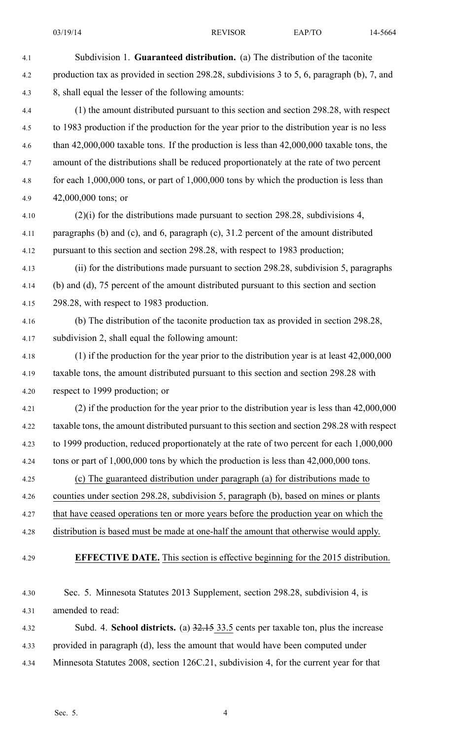Subdivision 1. **Guaranteed distribution.** (a) The distribution of the taconite production tax as provided in section 298.28, subdivisions 3 to 5, 6, paragraph (b), 7, and 8, shall equal the lesser of the following amounts:

(1) the amount distributed pursuant to this section and section 298.28, with respect to 1983 production if the production for the year prior to the distribution year is no less than 42,000,000 taxable tons. If the production is less than 42,000,000 taxable tons, the amount of the distributions shall be reduced proportionately at the rate of two percent for each 1,000,000 tons, or part of 1,000,000 tons by which the production is less than 42,000,000 tons; or

(2)(i) for the distributions made pursuant to section 298.28, subdivisions 4, paragraphs (b) and (c), and 6, paragraph (c), 31.2 percent of the amount distributed pursuant to this section and section 298.28, with respect to 1983 production;

(ii) for the distributions made pursuant to section 298.28, subdivision 5, paragraphs (b) and (d), 75 percent of the amount distributed pursuant to this section and section 298.28, with respect to 1983 production.

(b) The distribution of the taconite production tax as provided in section 298.28, subdivision 2, shall equal the following amount:

(1) if the production for the year prior to the distribution year is at least 42,000,000 taxable tons, the amount distributed pursuant to this section and section 298.28 with respect to 1999 production; or

(2) if the production for the year prior to the distribution year is less than 42,000,000 taxable tons, the amount distributed pursuant to this section and section 298.28 with respect to 1999 production, reduced proportionately at the rate of two percent for each 1,000,000 tons or part of 1,000,000 tons by which the production is less than 42,000,000 tons.

(c) The guaranteed distribution under paragraph (a) for distributions made to counties under section 298.28, subdivision 5, paragraph (b), based on mines or plants that have ceased operations ten or more years before the production year on which the distribution is based must be made at one-half the amount that otherwise would apply.

**EFFECTIVE DATE.** This section is effective beginning for the 2015 distribution.

Sec. 5. Minnesota Statutes 2013 Supplement, section 298.28, subdivision 4, is amended to read:

Subd. 4. **School districts.** (a) ~~32.15~~ 33.5 cents per taxable ton, plus the increase provided in paragraph (d), less the amount that would have been computed under Minnesota Statutes 2008, section 126C.21, subdivision 4, for the current year for that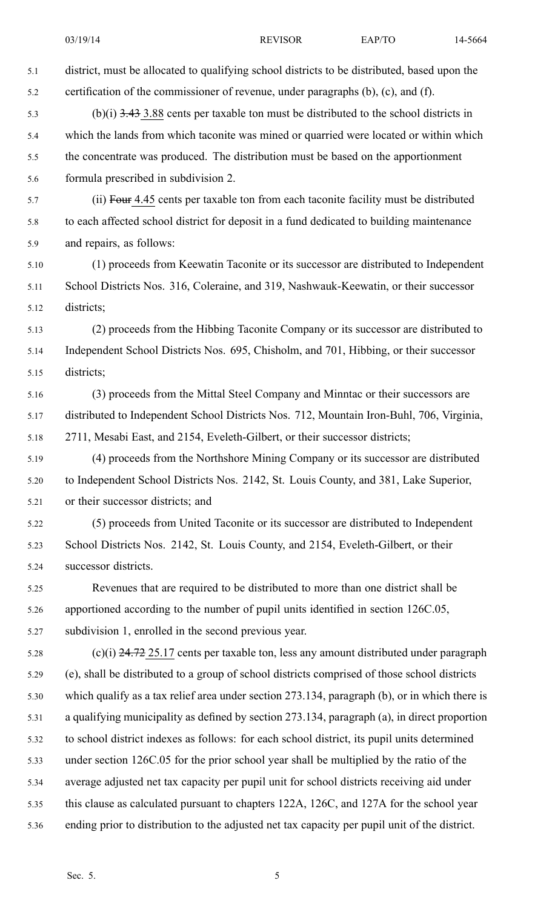district, must be allocated to qualifying school districts to be distributed, based upon the certification of the commissioner of revenue, under paragraphs (b), (c), and (f).

(b)(i) ~~3.43~~ 3.88 cents per taxable ton must be distributed to the school districts in which the lands from which taconite was mined or quarried were located or within which the concentrate was produced. The distribution must be based on the apportionment formula prescribed in subdivision 2.

(ii) ~~Four~~ 4.45 cents per taxable ton from each taconite facility must be distributed to each affected school district for deposit in a fund dedicated to building maintenance and repairs, as follows:

(1) proceeds from Keewatin Taconite or its successor are distributed to Independent School Districts Nos. 316, Coleraine, and 319, Nashwauk-Keewatin, or their successor districts;

(2) proceeds from the Hibbing Taconite Company or its successor are distributed to Independent School Districts Nos. 695, Chisholm, and 701, Hibbing, or their successor districts;

(3) proceeds from the Mittal Steel Company and Minntac or their successors are distributed to Independent School Districts Nos. 712, Mountain Iron-Buhl, 706, Virginia, 2711, Mesabi East, and 2154, Eveleth-Gilbert, or their successor districts;

(4) proceeds from the Northshore Mining Company or its successor are distributed to Independent School Districts Nos. 2142, St. Louis County, and 381, Lake Superior, or their successor districts; and

(5) proceeds from United Taconite or its successor are distributed to Independent School Districts Nos. 2142, St. Louis County, and 2154, Eveleth-Gilbert, or their successor districts.

Revenues that are required to be distributed to more than one district shall be apportioned according to the number of pupil units identified in section 126C.05, subdivision 1, enrolled in the second previous year.

(c)(i) ~~24.72~~ 25.17 cents per taxable ton, less any amount distributed under paragraph (e), shall be distributed to a group of school districts comprised of those school districts which qualify as a tax relief area under section 273.134, paragraph (b), or in which there is a qualifying municipality as defined by section 273.134, paragraph (a), in direct proportion to school district indexes as follows: for each school district, its pupil units determined under section 126C.05 for the prior school year shall be multiplied by the ratio of the average adjusted net tax capacity per pupil unit for school districts receiving aid under this clause as calculated pursuant to chapters 122A, 126C, and 127A for the school year ending prior to distribution to the adjusted net tax capacity per pupil unit of the district.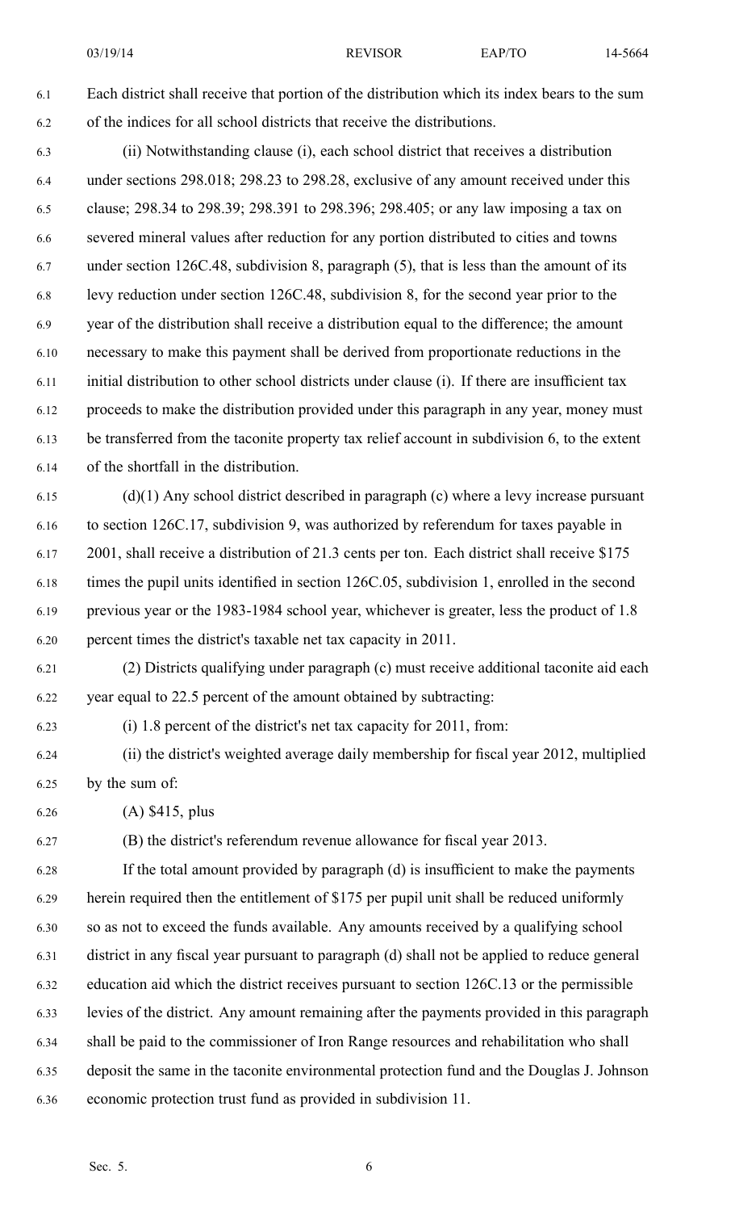Each district shall receive that portion of the distribution which its index bears to the sum of the indices for all school districts that receive the distributions.

(ii) Notwithstanding clause (i), each school district that receives a distribution under sections 298.018; 298.23 to 298.28, exclusive of any amount received under this clause; 298.34 to 298.39; 298.391 to 298.396; 298.405; or any law imposing a tax on severed mineral values after reduction for any portion distributed to cities and towns under section 126C.48, subdivision 8, paragraph (5), that is less than the amount of its levy reduction under section 126C.48, subdivision 8, for the second year prior to the year of the distribution shall receive a distribution equal to the difference; the amount necessary to make this payment shall be derived from proportionate reductions in the initial distribution to other school districts under clause (i). If there are insufficient tax proceeds to make the distribution provided under this paragraph in any year, money must be transferred from the taconite property tax relief account in subdivision 6, to the extent of the shortfall in the distribution.

(d)(1) Any school district described in paragraph (c) where a levy increase pursuant to section 126C.17, subdivision 9, was authorized by referendum for taxes payable in 2001, shall receive a distribution of 21.3 cents per ton. Each district shall receive $175 times the pupil units identified in section 126C.05, subdivision 1, enrolled in the second previous year or the 1983-1984 school year, whichever is greater, less the product of 1.8 percent times the district's taxable net tax capacity in 2011.

(2) Districts qualifying under paragraph (c) must receive additional taconite aid each year equal to 22.5 percent of the amount obtained by subtracting:

(i) 1.8 percent of the district's net tax capacity for 2011, from:

(ii) the district's weighted average daily membership for fiscal year 2012, multiplied by the sum of:

(A) $415, plus

(B) the district's referendum revenue allowance for fiscal year 2013.

If the total amount provided by paragraph (d) is insufficient to make the payments herein required then the entitlement of $175 per pupil unit shall be reduced uniformly so as not to exceed the funds available. Any amounts received by a qualifying school district in any fiscal year pursuant to paragraph (d) shall not be applied to reduce general education aid which the district receives pursuant to section 126C.13 or the permissible levies of the district. Any amount remaining after the payments provided in this paragraph shall be paid to the commissioner of Iron Range resources and rehabilitation who shall deposit the same in the taconite environmental protection fund and the Douglas J. Johnson economic protection trust fund as provided in subdivision 11.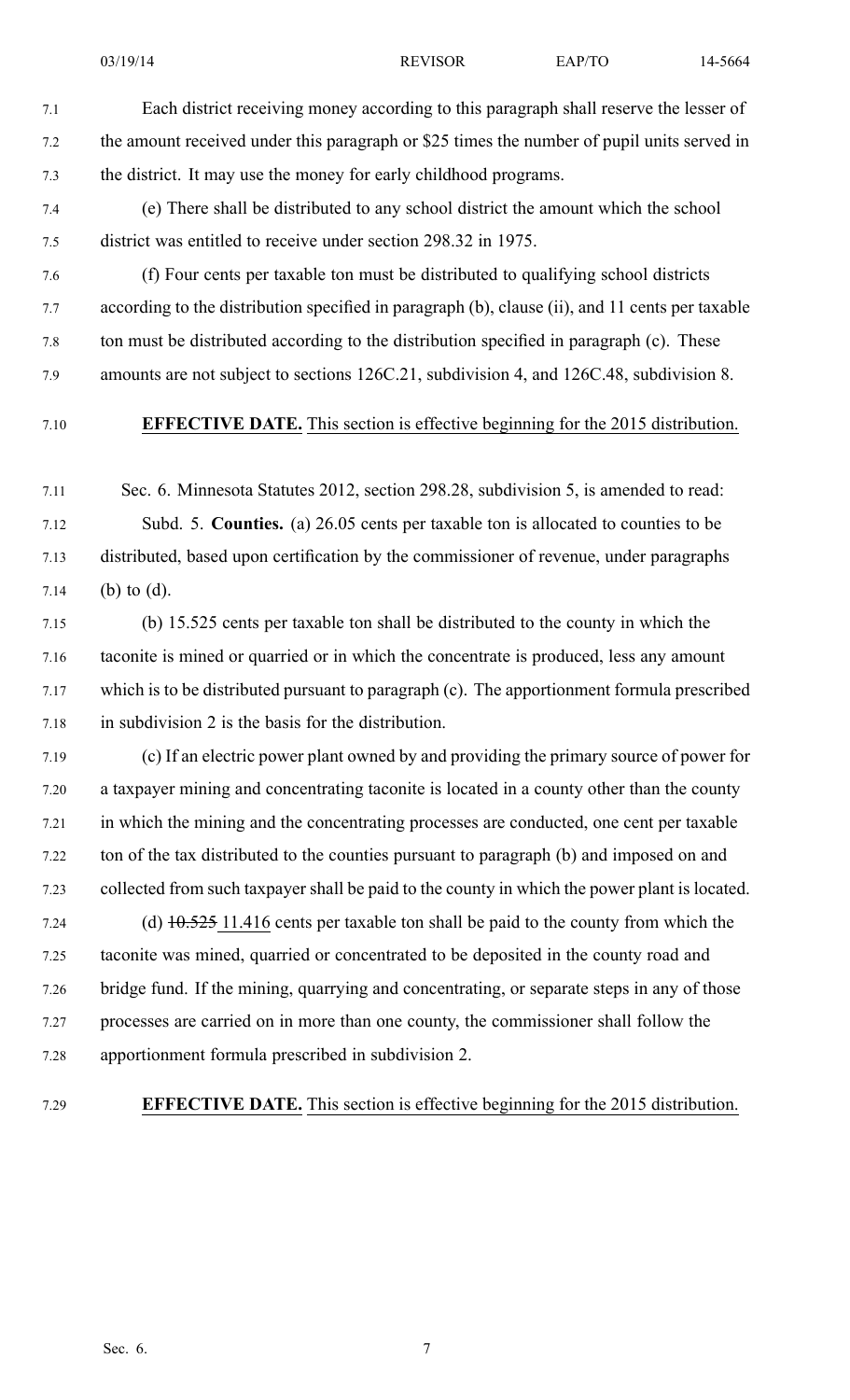Each district receiving money according to this paragraph shall reserve the lesser of the amount received under this paragraph or $25 times the number of pupil units served in the district. It may use the money for early childhood programs.

(e) There shall be distributed to any school district the amount which the school district was entitled to receive under section 298.32 in 1975.

(f) Four cents per taxable ton must be distributed to qualifying school districts according to the distribution specified in paragraph (b), clause (ii), and 11 cents per taxable ton must be distributed according to the distribution specified in paragraph (c). These amounts are not subject to sections 126C.21, subdivision 4, and 126C.48, subdivision 8.

**EFFECTIVE DATE.** This section is effective beginning for the 2015 distribution.

Sec. 6. Minnesota Statutes 2012, section 298.28, subdivision 5, is amended to read:

Subd. 5. **Counties.** (a) 26.05 cents per taxable ton is allocated to counties to be distributed, based upon certification by the commissioner of revenue, under paragraphs (b) to (d).

(b) 15.525 cents per taxable ton shall be distributed to the county in which the taconite is mined or quarried or in which the concentrate is produced, less any amount which is to be distributed pursuant to paragraph (c). The apportionment formula prescribed in subdivision 2 is the basis for the distribution.

(c) If an electric power plant owned by and providing the primary source of power for a taxpayer mining and concentrating taconite is located in a county other than the county in which the mining and the concentrating processes are conducted, one cent per taxable ton of the tax distributed to the counties pursuant to paragraph (b) and imposed on and collected from such taxpayer shall be paid to the county in which the power plant is located.

(d) ~~10.525~~ 11.416 cents per taxable ton shall be paid to the county from which the taconite was mined, quarried or concentrated to be deposited in the county road and bridge fund. If the mining, quarrying and concentrating, or separate steps in any of those processes are carried on in more than one county, the commissioner shall follow the apportionment formula prescribed in subdivision 2.

**EFFECTIVE DATE.** This section is effective beginning for the 2015 distribution.